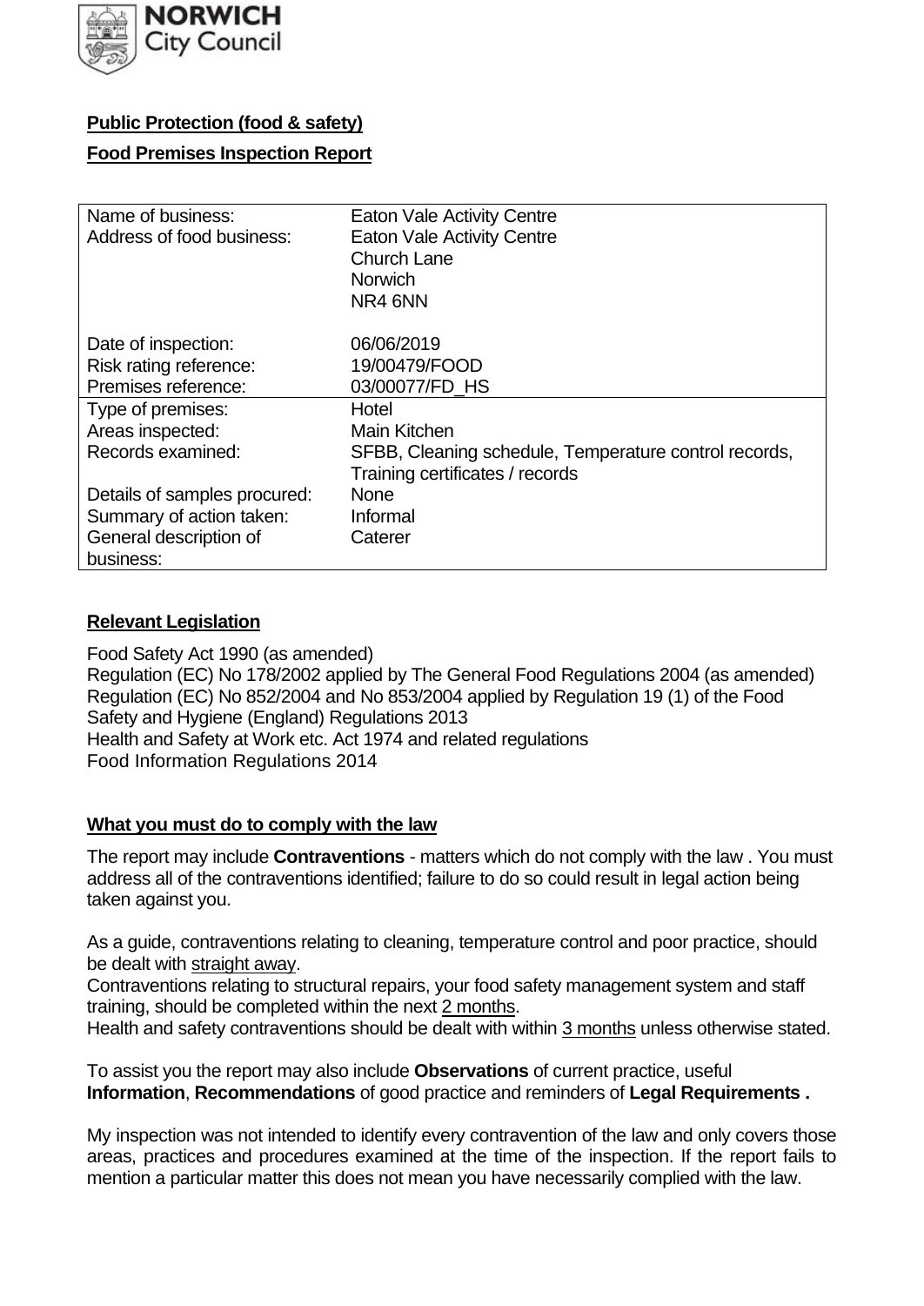**NORWICH City Council**

**Public Protection (food & safety)**

**Food Premises Inspection Report**

| | |
|---|---|
| Name of business: | Eaton Vale Activity Centre |
| Address of food business: | Eaton Vale Activity Centre<br>Church Lane<br>Norwich<br>NR4 6NN |
| Date of inspection: | 06/06/2019 |
| Risk rating reference: | 19/00479/FOOD |
| Premises reference: | 03/00077/FD_HS |
| Type of premises: | Hotel |
| Areas inspected: | Main Kitchen |
| Records examined: | SFBB, Cleaning schedule, Temperature control records, Training certificates / records |
| Details of samples procured: | None |
| Summary of action taken: | Informal |
| General description of business: | Caterer |

**Relevant Legislation**

Food Safety Act 1990 (as amended)
Regulation (EC) No 178/2002 applied by The General Food Regulations 2004 (as amended)
Regulation (EC) No 852/2004 and No 853/2004 applied by Regulation 19 (1) of the Food Safety and Hygiene (England) Regulations 2013
Health and Safety at Work etc. Act 1974 and related regulations
Food Information Regulations 2014

**What you must do to comply with the law**

The report may include **Contraventions** - matters which do not comply with the law . You must address all of the contraventions identified; failure to do so could result in legal action being taken against you.

As a guide, contraventions relating to cleaning, temperature control and poor practice, should be dealt with straight away.
Contraventions relating to structural repairs, your food safety management system and staff training, should be completed within the next 2 months.
Health and safety contraventions should be dealt with within 3 months unless otherwise stated.

To assist you the report may also include **Observations** of current practice, useful **Information**, **Recommendations** of good practice and reminders of **Legal Requirements .**

My inspection was not intended to identify every contravention of the law and only covers those areas, practices and procedures examined at the time of the inspection. If the report fails to mention a particular matter this does not mean you have necessarily complied with the law.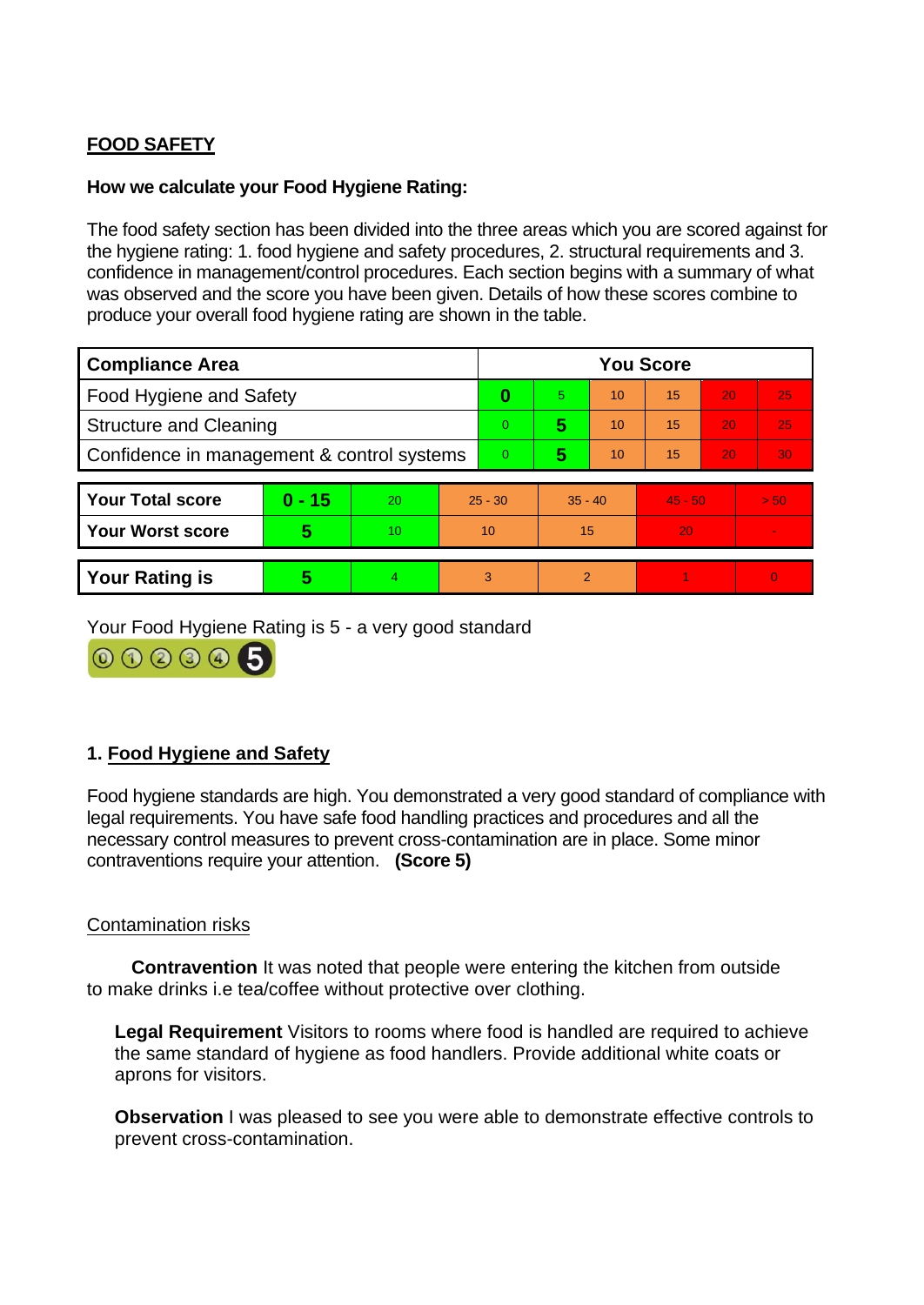## FOOD SAFETY

**How we calculate your Food Hygiene Rating:**

The food safety section has been divided into the three areas which you are scored against for the hygiene rating: 1. food hygiene and safety procedures, 2. structural requirements and 3. confidence in management/control procedures. Each section begins with a summary of what was observed and the score you have been given. Details of how these scores combine to produce your overall food hygiene rating are shown in the table.

| Compliance Area | You Score | | | | | |
|---|---|---|---|---|---|---|
| Food Hygiene and Safety | **0** | 5 | 10 | 15 | 20 | 25 |
| Structure and Cleaning | 0 | **5** | 10 | 15 | 20 | 25 |
| Confidence in management & control systems | 0 | **5** | 10 | 15 | 20 | 30 |

| | | | | | | |
|---|---|---|---|---|---|---|
| **Your Total score** | **0 - 15** | 20 | 25 - 30 | 35 - 40 | 45 - 50 | > 50 |
| **Your Worst score** | **5** | 10 | 10 | 15 | 20 | - |

| | | | | | | |
|---|---|---|---|---|---|---|
| **Your Rating is** | **5** | 4 | 3 | 2 | 1 | 0 |

Your Food Hygiene Rating is 5 - a very good standard

## 1. Food Hygiene and Safety

Food hygiene standards are high. You demonstrated a very good standard of compliance with legal requirements. You have safe food handling practices and procedures and all the necessary control measures to prevent cross-contamination are in place. Some minor contraventions require your attention. **(Score 5)**

### Contamination risks

**Contravention** It was noted that people were entering the kitchen from outside to make drinks i.e tea/coffee without protective over clothing.

**Legal Requirement** Visitors to rooms where food is handled are required to achieve the same standard of hygiene as food handlers. Provide additional white coats or aprons for visitors.

**Observation** I was pleased to see you were able to demonstrate effective controls to prevent cross-contamination.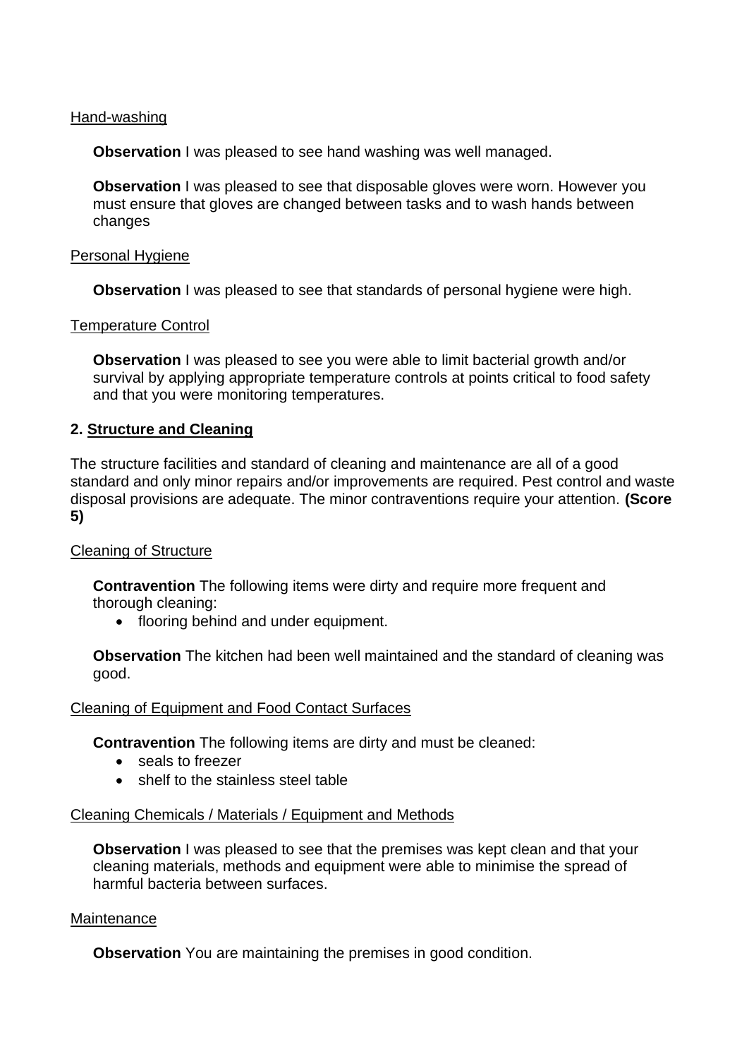Hand-washing

**Observation** I was pleased to see hand washing was well managed.

**Observation** I was pleased to see that disposable gloves were worn. However you must ensure that gloves are changed between tasks and to wash hands between changes

Personal Hygiene

**Observation** I was pleased to see that standards of personal hygiene were high.

Temperature Control

**Observation** I was pleased to see you were able to limit bacterial growth and/or survival by applying appropriate temperature controls at points critical to food safety and that you were monitoring temperatures.

## 2. Structure and Cleaning

The structure facilities and standard of cleaning and maintenance are all of a good standard and only minor repairs and/or improvements are required. Pest control and waste disposal provisions are adequate. The minor contraventions require your attention. **(Score 5)**

Cleaning of Structure

**Contravention** The following items were dirty and require more frequent and thorough cleaning:

- flooring behind and under equipment.

**Observation** The kitchen had been well maintained and the standard of cleaning was good.

Cleaning of Equipment and Food Contact Surfaces

**Contravention** The following items are dirty and must be cleaned:

- seals to freezer
- shelf to the stainless steel table

Cleaning Chemicals / Materials / Equipment and Methods

**Observation** I was pleased to see that the premises was kept clean and that your cleaning materials, methods and equipment were able to minimise the spread of harmful bacteria between surfaces.

Maintenance

**Observation** You are maintaining the premises in good condition.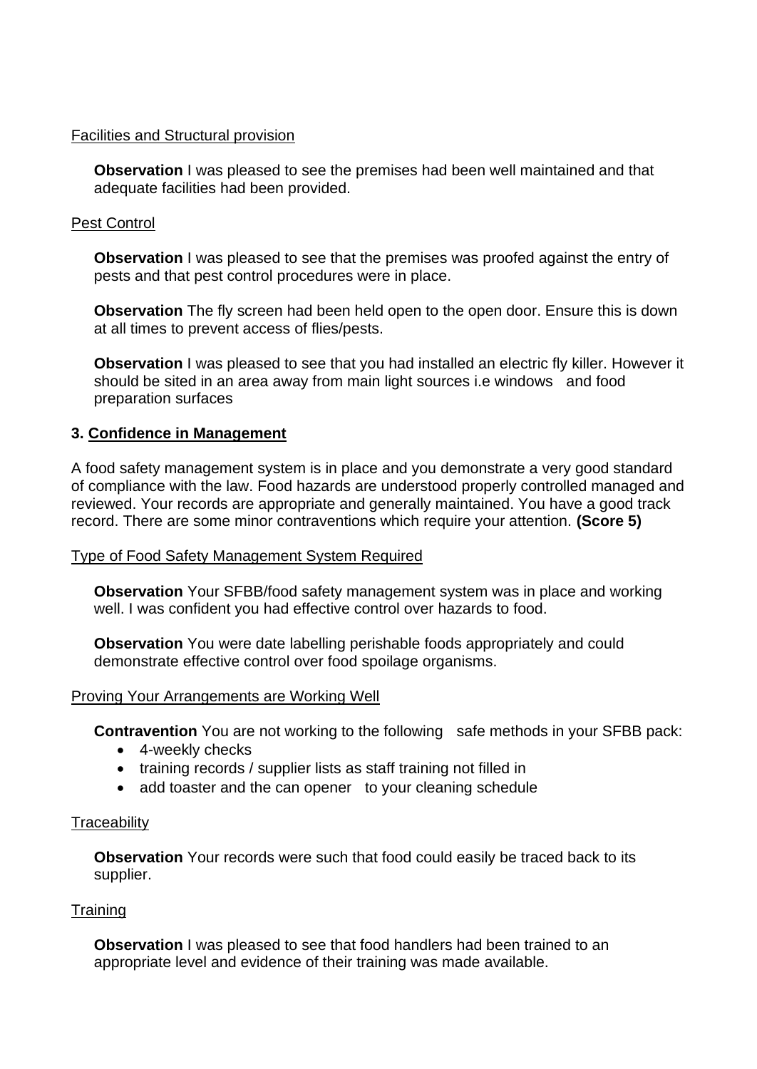Facilities and Structural provision

**Observation** I was pleased to see the premises had been well maintained and that adequate facilities had been provided.

Pest Control

**Observation** I was pleased to see that the premises was proofed against the entry of pests and that pest control procedures were in place.

**Observation** The fly screen had been held open to the open door. Ensure this is down at all times to prevent access of flies/pests.

**Observation** I was pleased to see that you had installed an electric fly killer. However it should be sited in an area away from main light sources i.e windows and food preparation surfaces

## 3. Confidence in Management

A food safety management system is in place and you demonstrate a very good standard of compliance with the law. Food hazards are understood properly controlled managed and reviewed. Your records are appropriate and generally maintained. You have a good track record. There are some minor contraventions which require your attention. **(Score 5)**

Type of Food Safety Management System Required

**Observation** Your SFBB/food safety management system was in place and working well. I was confident you had effective control over hazards to food.

**Observation** You were date labelling perishable foods appropriately and could demonstrate effective control over food spoilage organisms.

Proving Your Arrangements are Working Well

**Contravention** You are not working to the following safe methods in your SFBB pack:

- 4-weekly checks
- training records / supplier lists as staff training not filled in
- add toaster and the can opener to your cleaning schedule

Traceability

**Observation** Your records were such that food could easily be traced back to its supplier.

Training

**Observation** I was pleased to see that food handlers had been trained to an appropriate level and evidence of their training was made available.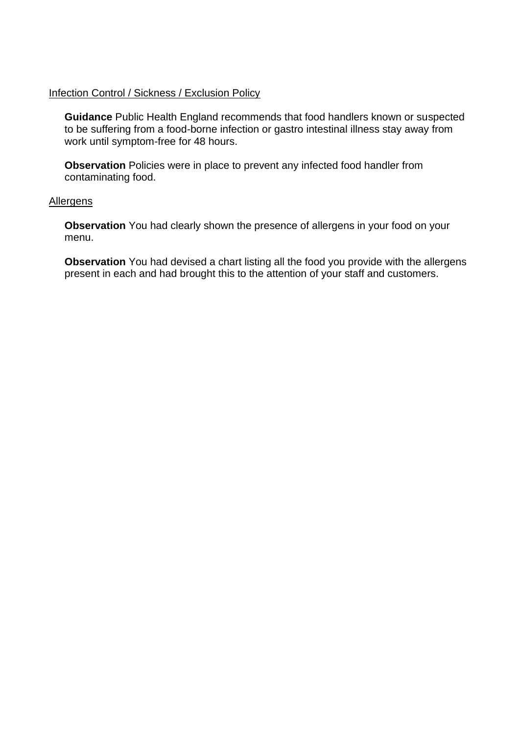Infection Control / Sickness / Exclusion Policy

**Guidance** Public Health England recommends that food handlers known or suspected to be suffering from a food-borne infection or gastro intestinal illness stay away from work until symptom-free for 48 hours.

**Observation** Policies were in place to prevent any infected food handler from contaminating food.

Allergens

**Observation** You had clearly shown the presence of allergens in your food on your menu.

**Observation** You had devised a chart listing all the food you provide with the allergens present in each and had brought this to the attention of your staff and customers.